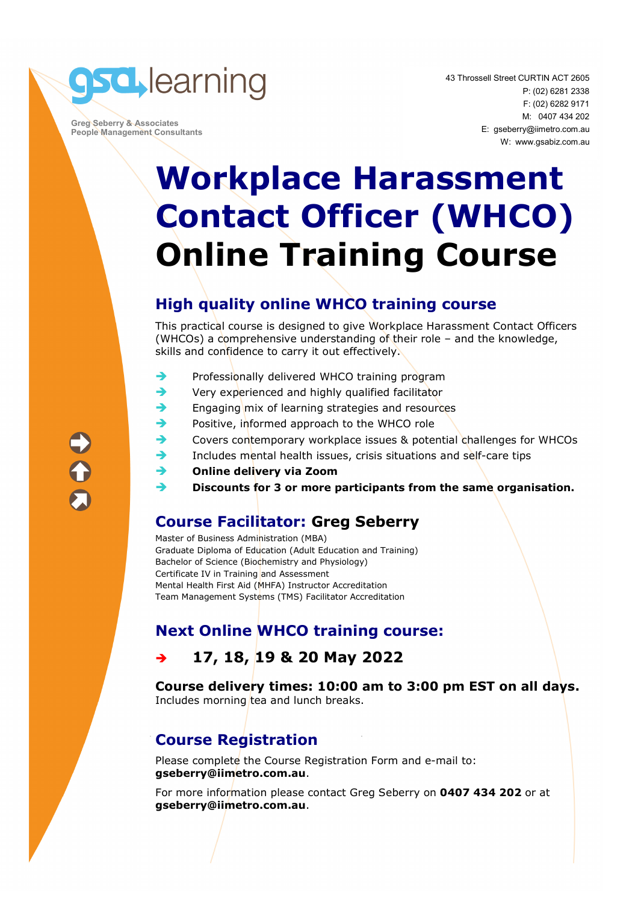gsa learning

Greg Seberry & Associates
People Management Consultants

43 Throssell Street CURTIN ACT 2605
P: (02) 6281 2338
F: (02) 6282 9171
M: 0407 434 202
E: gseberry@iimetro.com.au
W: www.gsabiz.com.au

# Workplace Harassment Contact Officer (WHCO) Online Training Course

## High quality online WHCO training course

This practical course is designed to give Workplace Harassment Contact Officers (WHCOs) a comprehensive understanding of their role – and the knowledge, skills and confidence to carry it out effectively.

- Professionally delivered WHCO training program
- Very experienced and highly qualified facilitator
- Engaging mix of learning strategies and resources
- Positive, informed approach to the WHCO role
- Covers contemporary workplace issues & potential challenges for WHCOs
- Includes mental health issues, crisis situations and self-care tips
- **Online delivery via Zoom**
- **Discounts for 3 or more participants from the same organisation.**

## Course Facilitator: Greg Seberry

Master of Business Administration (MBA)
Graduate Diploma of Education (Adult Education and Training)
Bachelor of Science (Biochemistry and Physiology)
Certificate IV in Training and Assessment
Mental Health First Aid (MHFA) Instructor Accreditation
Team Management Systems (TMS) Facilitator Accreditation

## Next Online WHCO training course:

- **17, 18, 19 & 20 May 2022**

**Course delivery times: 10:00 am to 3:00 pm EST on all days.**
Includes morning tea and lunch breaks.

## Course Registration

Please complete the Course Registration Form and e-mail to: **gseberry@iimetro.com.au**.

For more information please contact Greg Seberry on **0407 434 202** or at **gseberry@iimetro.com.au**.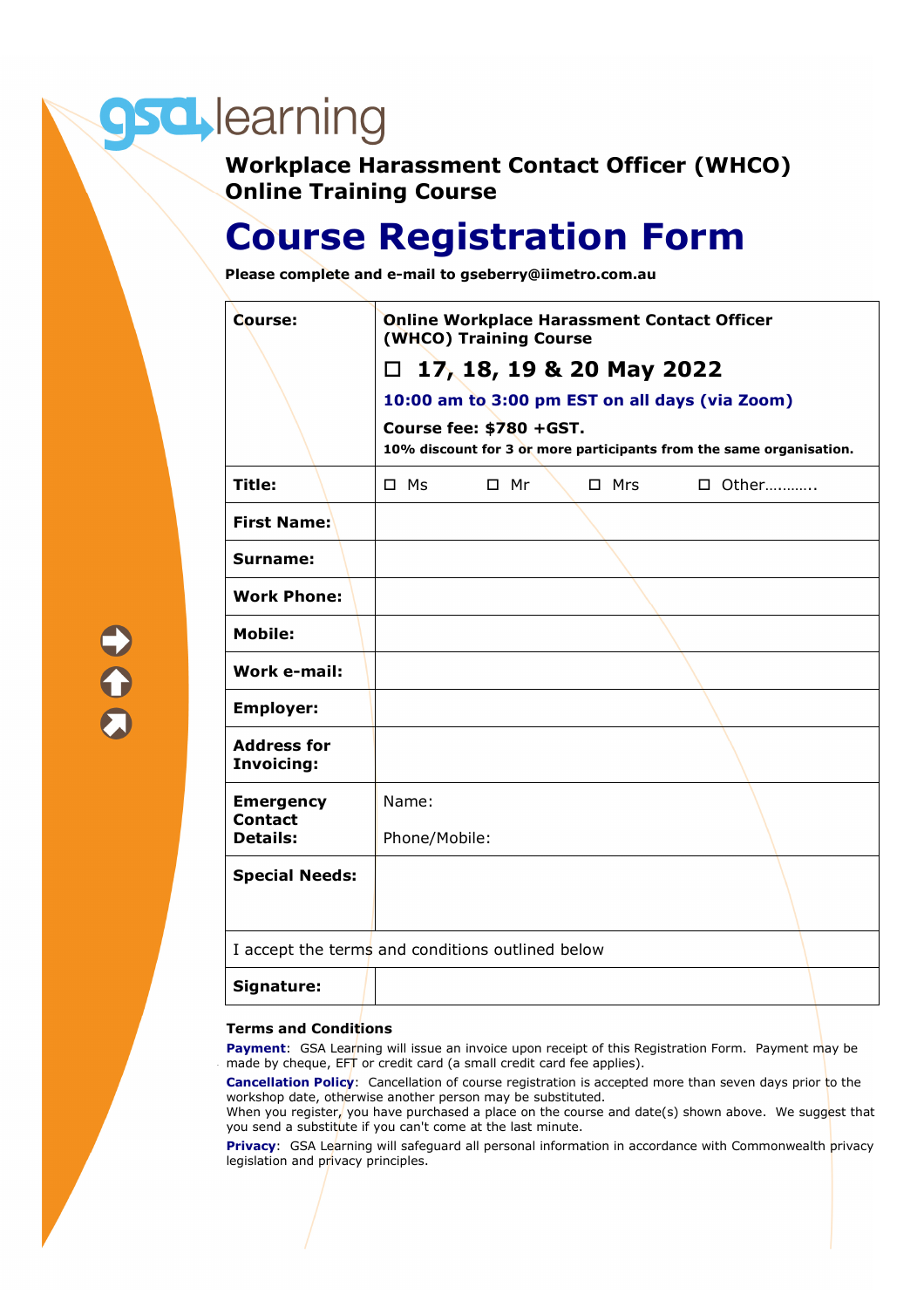gsa learning

## Workplace Harassment Contact Officer (WHCO) Online Training Course

# Course Registration Form

**Please complete and e-mail to gseberry@iimetro.com.au**

| | |
|---|---|
| **Course:** | **Online Workplace Harassment Contact Officer (WHCO) Training Course**<br>☐ **17, 18, 19 & 20 May 2022**<br>**10:00 am to 3:00 pm EST on all days (via Zoom)**<br>**Course fee: $780 +GST.**<br>**10% discount for 3 or more participants from the same organisation.** |
| **Title:** | ☐ Ms ☐ Mr ☐ Mrs ☐ Other……….. |
| **First Name:** | |
| **Surname:** | |
| **Work Phone:** | |
| **Mobile:** | |
| **Work e-mail:** | |
| **Employer:** | |
| **Address for Invoicing:** | |
| **Emergency Contact Details:** | Name:<br>Phone/Mobile: |
| **Special Needs:** | |
| I accept the terms and conditions outlined below | |
| **Signature:** | |

**Terms and Conditions**

**Payment**: GSA Learning will issue an invoice upon receipt of this Registration Form. Payment may be made by cheque, EFT or credit card (a small credit card fee applies).

**Cancellation Policy**: Cancellation of course registration is accepted more than seven days prior to the workshop date, otherwise another person may be substituted.
When you register, you have purchased a place on the course and date(s) shown above. We suggest that you send a substitute if you can't come at the last minute.

**Privacy**: GSA Learning will safeguard all personal information in accordance with Commonwealth privacy legislation and privacy principles.